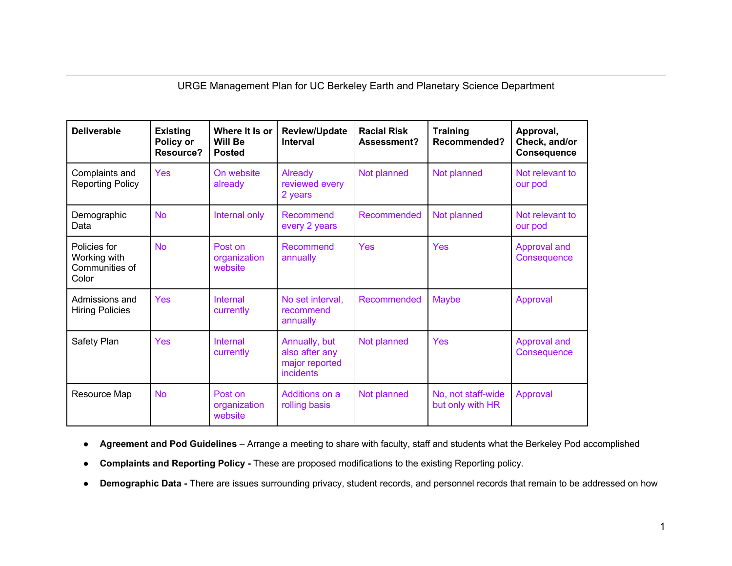URGE Management Plan for UC Berkeley Earth and Planetary Science Department

| Deliverable | Existing Policy or Resource? | Where It Is or Will Be Posted | Review/Update Interval | Racial Risk Assessment? | Training Recommended? | Approval, Check, and/or Consequence |
|---|---|---|---|---|---|---|
| Complaints and Reporting Policy | Yes | On website already | Already reviewed every 2 years | Not planned | Not planned | Not relevant to our pod |
| Demographic Data | No | Internal only | Recommend every 2 years | Recommended | Not planned | Not relevant to our pod |
| Policies for Working with Communities of Color | No | Post on organization website | Recommend annually | Yes | Yes | Approval and Consequence |
| Admissions and Hiring Policies | Yes | Internal currently | No set interval, recommend annually | Recommended | Maybe | Approval |
| Safety Plan | Yes | Internal currently | Annually, but also after any major reported incidents | Not planned | Yes | Approval and Consequence |
| Resource Map | No | Post on organization website | Additions on a rolling basis | Not planned | No, not staff-wide but only with HR | Approval |

- **Agreement and Pod Guidelines** – Arrange a meeting to share with faculty, staff and students what the Berkeley Pod accomplished
- **Complaints and Reporting Policy -** These are proposed modifications to the existing Reporting policy.
- **Demographic Data -** There are issues surrounding privacy, student records, and personnel records that remain to be addressed on how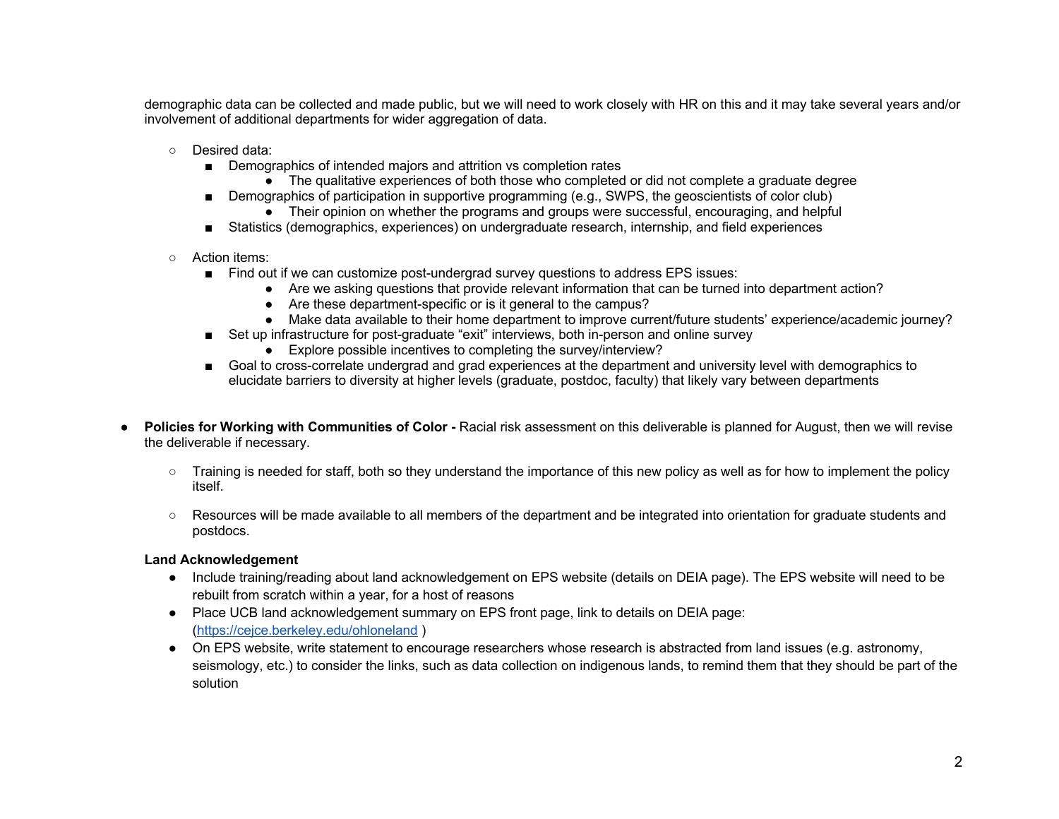demographic data can be collected and made public, but we will need to work closely with HR on this and it may take several years and/or involvement of additional departments for wider aggregation of data.

- Desired data:
  - Demographics of intended majors and attrition vs completion rates
    - The qualitative experiences of both those who completed or did not complete a graduate degree
  - Demographics of participation in supportive programming (e.g., SWPS, the geoscientists of color club)
    - Their opinion on whether the programs and groups were successful, encouraging, and helpful
  - Statistics (demographics, experiences) on undergraduate research, internship, and field experiences

- Action items:
  - Find out if we can customize post-undergrad survey questions to address EPS issues:
    - Are we asking questions that provide relevant information that can be turned into department action?
    - Are these department-specific or is it general to the campus?
    - Make data available to their home department to improve current/future students' experience/academic journey?
  - Set up infrastructure for post-graduate "exit" interviews, both in-person and online survey
    - Explore possible incentives to completing the survey/interview?
  - Goal to cross-correlate undergrad and grad experiences at the department and university level with demographics to elucidate barriers to diversity at higher levels (graduate, postdoc, faculty) that likely vary between departments

- **Policies for Working with Communities of Color -** Racial risk assessment on this deliverable is planned for August, then we will revise the deliverable if necessary.

  - Training is needed for staff, both so they understand the importance of this new policy as well as for how to implement the policy itself.

  - Resources will be made available to all members of the department and be integrated into orientation for graduate students and postdocs.

**Land Acknowledgement**

- Include training/reading about land acknowledgement on EPS website (details on DEIA page). The EPS website will need to be rebuilt from scratch within a year, for a host of reasons
- Place UCB land acknowledgement summary on EPS front page, link to details on DEIA page: ([https://cejce.berkeley.edu/ohloneland](https://cejce.berkeley.edu/ohloneland) )
- On EPS website, write statement to encourage researchers whose research is abstracted from land issues (e.g. astronomy, seismology, etc.) to consider the links, such as data collection on indigenous lands, to remind them that they should be part of the solution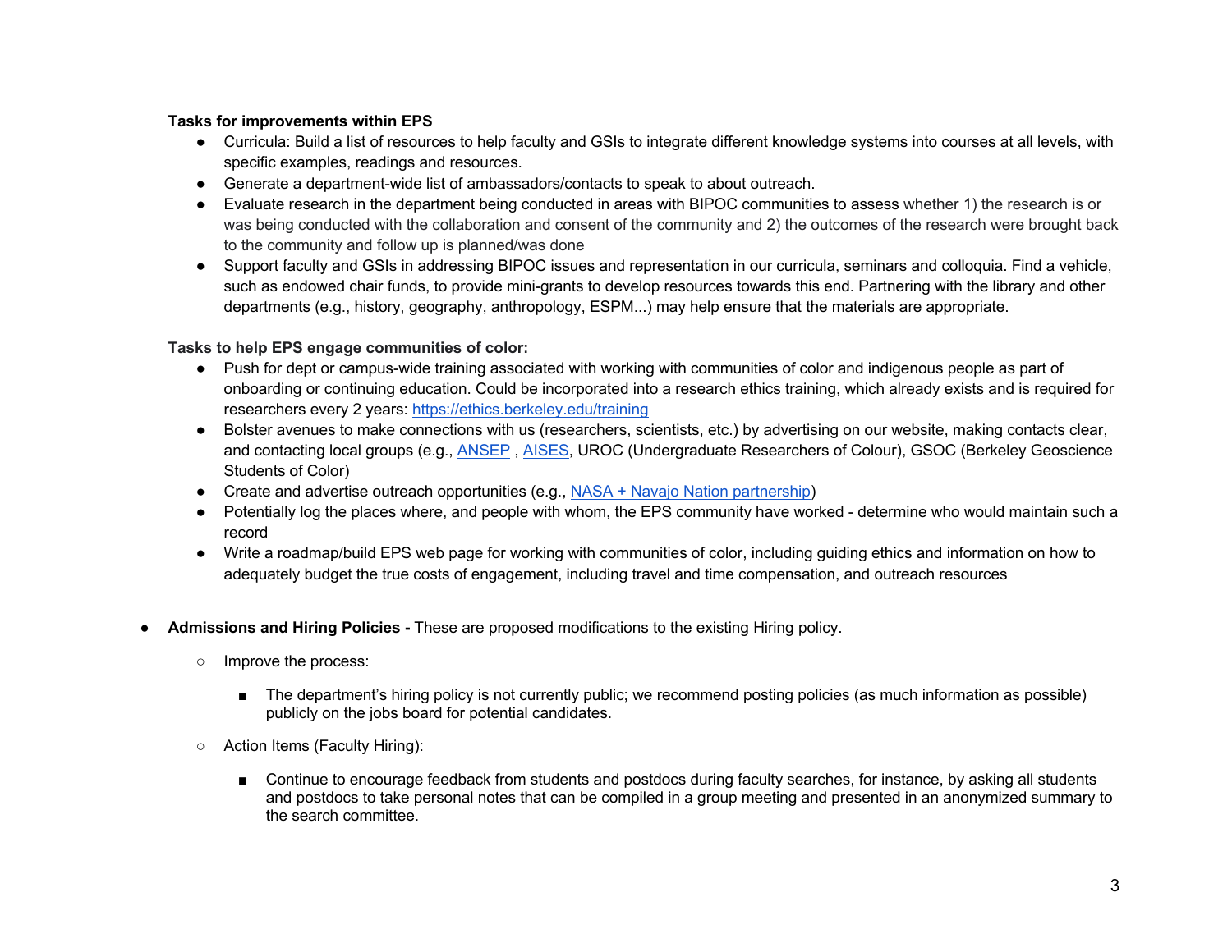**Tasks for improvements within EPS**

- Curricula: Build a list of resources to help faculty and GSIs to integrate different knowledge systems into courses at all levels, with specific examples, readings and resources.
- Generate a department-wide list of ambassadors/contacts to speak to about outreach.
- Evaluate research in the department being conducted in areas with BIPOC communities to assess whether 1) the research is or was being conducted with the collaboration and consent of the community and 2) the outcomes of the research were brought back to the community and follow up is planned/was done
- Support faculty and GSIs in addressing BIPOC issues and representation in our curricula, seminars and colloquia. Find a vehicle, such as endowed chair funds, to provide mini-grants to develop resources towards this end. Partnering with the library and other departments (e.g., history, geography, anthropology, ESPM...) may help ensure that the materials are appropriate.

**Tasks to help EPS engage communities of color:**

- Push for dept or campus-wide training associated with working with communities of color and indigenous people as part of onboarding or continuing education. Could be incorporated into a research ethics training, which already exists and is required for researchers every 2 years: https://ethics.berkeley.edu/training
- Bolster avenues to make connections with us (researchers, scientists, etc.) by advertising on our website, making contacts clear, and contacting local groups (e.g., ANSEP , AISES, UROC (Undergraduate Researchers of Colour), GSOC (Berkeley Geoscience Students of Color)
- Create and advertise outreach opportunities (e.g., NASA + Navajo Nation partnership)
- Potentially log the places where, and people with whom, the EPS community have worked - determine who would maintain such a record
- Write a roadmap/build EPS web page for working with communities of color, including guiding ethics and information on how to adequately budget the true costs of engagement, including travel and time compensation, and outreach resources

- **Admissions and Hiring Policies -** These are proposed modifications to the existing Hiring policy.
  - Improve the process:
    - The department's hiring policy is not currently public; we recommend posting policies (as much information as possible) publicly on the jobs board for potential candidates.
  - Action Items (Faculty Hiring):
    - Continue to encourage feedback from students and postdocs during faculty searches, for instance, by asking all students and postdocs to take personal notes that can be compiled in a group meeting and presented in an anonymized summary to the search committee.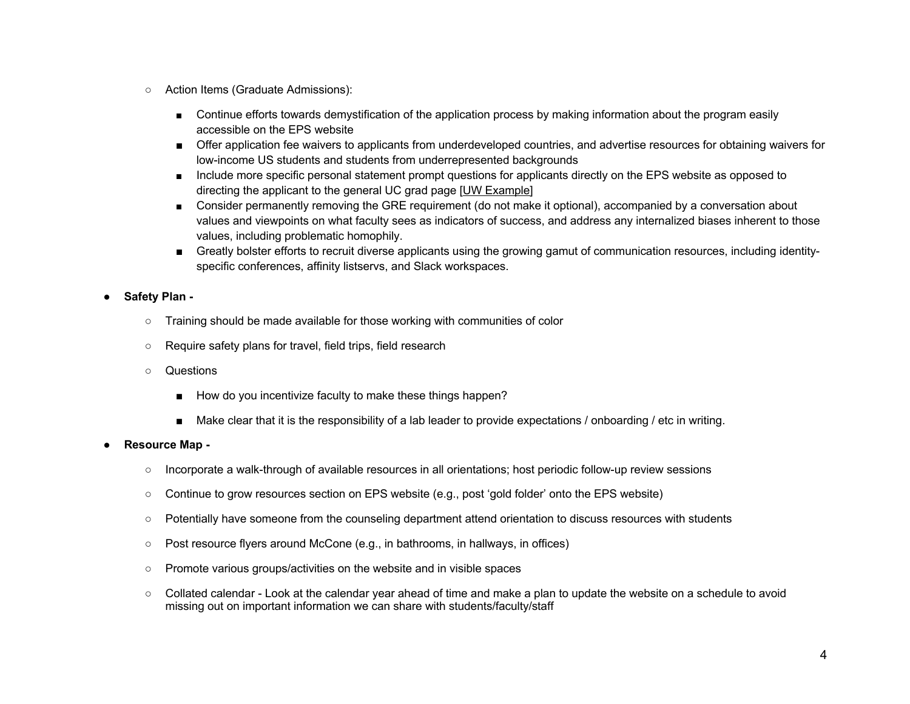- Action Items (Graduate Admissions):
  - Continue efforts towards demystification of the application process by making information about the program easily accessible on the EPS website
  - Offer application fee waivers to applicants from underdeveloped countries, and advertise resources for obtaining waivers for low-income US students and students from underrepresented backgrounds
  - Include more specific personal statement prompt questions for applicants directly on the EPS website as opposed to directing the applicant to the general UC grad page [UW Example]
  - Consider permanently removing the GRE requirement (do not make it optional), accompanied by a conversation about values and viewpoints on what faculty sees as indicators of success, and address any internalized biases inherent to those values, including problematic homophily.
  - Greatly bolster efforts to recruit diverse applicants using the growing gamut of communication resources, including identity-specific conferences, affinity listservs, and Slack workspaces.

- **Safety Plan -**
  - Training should be made available for those working with communities of color
  - Require safety plans for travel, field trips, field research
  - Questions
    - How do you incentivize faculty to make these things happen?
    - Make clear that it is the responsibility of a lab leader to provide expectations / onboarding / etc in writing.

- **Resource Map -**
  - Incorporate a walk-through of available resources in all orientations; host periodic follow-up review sessions
  - Continue to grow resources section on EPS website (e.g., post 'gold folder' onto the EPS website)
  - Potentially have someone from the counseling department attend orientation to discuss resources with students
  - Post resource flyers around McCone (e.g., in bathrooms, in hallways, in offices)
  - Promote various groups/activities on the website and in visible spaces
  - Collated calendar - Look at the calendar year ahead of time and make a plan to update the website on a schedule to avoid missing out on important information we can share with students/faculty/staff